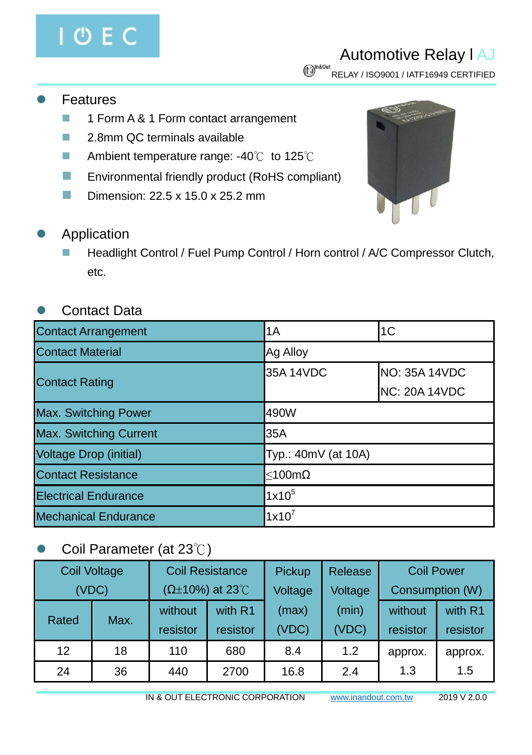# Automotive Relay I AJ

RELAY / ISO9001 / IATF16949 CERTIFIED

## Features

- 1 Form A & 1 Form contact arrangement
- 2.8mm QC terminals available
- Ambient temperature range: -40℃ to 125℃
- Environmental friendly product (RoHS compliant)
- Dimension: 22.5 x 15.0 x 25.2 mm

## Application

- Headlight Control / Fuel Pump Control / Horn control / A/C Compressor Clutch, etc.

## Contact Data

| Contact Arrangement | 1A | 1C |
|---|---|---|
| Contact Material | Ag Alloy | |
| Contact Rating | 35A 14VDC | NO: 35A 14VDC<br>NC: 20A 14VDC |
| Max. Switching Power | 490W | |
| Max. Switching Current | 35A | |
| Voltage Drop (initial) | Typ.: 40mV (at 10A) | |
| Contact Resistance | ≤100mΩ | |
| Electrical Endurance | $1x10^5$ | |
| Mechanical Endurance | $1x10^7$ | |

## Coil Parameter (at 23℃)

| Coil Voltage (VDC) | | Coil Resistance (Ω±10%) at 23℃ | | Pickup Voltage (max) (VDC) | Release Voltage (min) (VDC) | Coil Power Consumption (W) | |
|---|---|---|---|---|---|---|---|
| Rated | Max. | without resistor | with R1 resistor | | | without resistor | with R1 resistor |
| 12 | 18 | 110 | 680 | 8.4 | 1.2 | approx. 1.3 | approx. 1.5 |
| 24 | 36 | 440 | 2700 | 16.8 | 2.4 | | |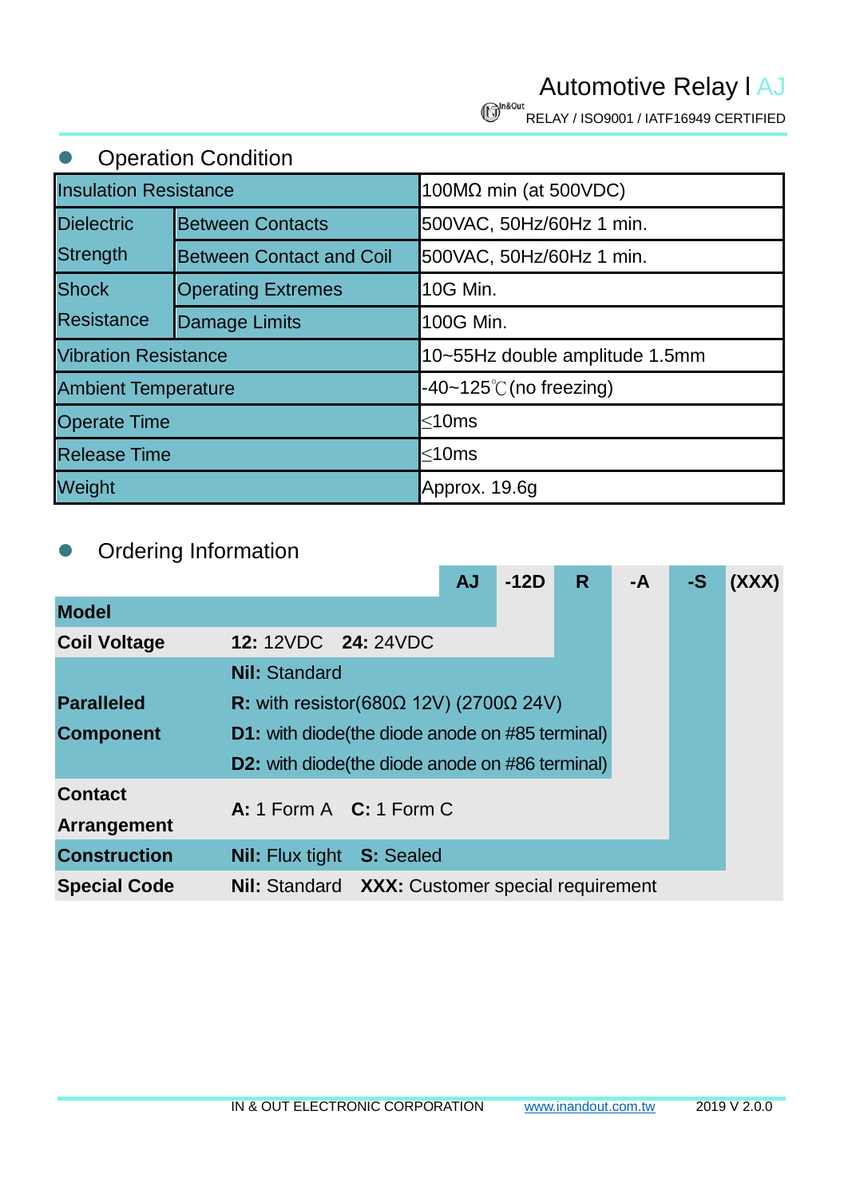## Operation Condition

| Insulation Resistance | | 100MΩ min (at 500VDC) |
|---|---|---|
| Dielectric Strength | Between Contacts | 500VAC, 50Hz/60Hz 1 min. |
| | Between Contact and Coil | 500VAC, 50Hz/60Hz 1 min. |
| Shock Resistance | Operating Extremes | 10G Min. |
| | Damage Limits | 100G Min. |
| Vibration Resistance | | 10~55Hz double amplitude 1.5mm |
| Ambient Temperature | | -40~125℃(no freezing) |
| Operate Time | | ≤10ms |
| Release Time | | ≤10ms |
| Weight | | Approx. 19.6g |

## Ordering Information

| | | AJ | -12D | R | -A | -S | (XXX) |
|---|---|---|---|---|---|---|---|
| **Model** | | | | | | | |
| **Coil Voltage** | **12:** 12VDC **24:** 24VDC | | | | | | |
| **Paralleled Component** | **Nil:** Standard<br>**R:** with resistor(680Ω 12V) (2700Ω 24V)<br>**D1:** with diode(the diode anode on #85 terminal)<br>**D2:** with diode(the diode anode on #86 terminal) | | | | | | |
| **Contact Arrangement** | **A:** 1 Form A **C:** 1 Form C | | | | | | |
| **Construction** | **Nil:** Flux tight **S:** Sealed | | | | | | |
| **Special Code** | **Nil:** Standard **XXX:** Customer special requirement | | | | | | |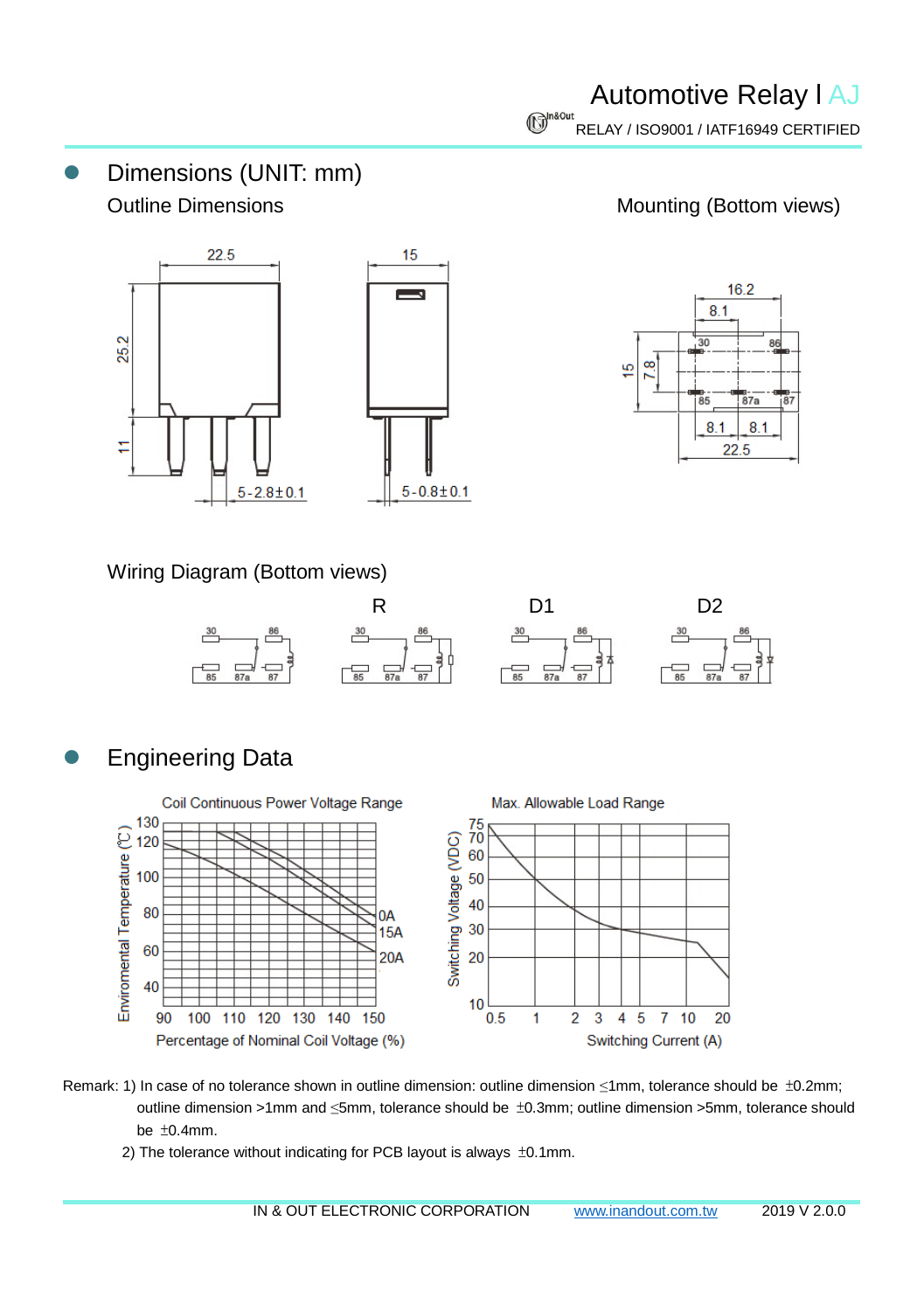## Dimensions (UNIT: mm)

Outline Dimensions

Mounting (Bottom views)

Wiring Diagram (Bottom views)

R    D1    D2

## Engineering Data

Coil Continuous Power Voltage Range

Max. Allowable Load Range

Remark: 1) In case of no tolerance shown in outline dimension: outline dimension ≤1mm, tolerance should be ±0.2mm; outline dimension >1mm and ≤5mm, tolerance should be ±0.3mm; outline dimension >5mm, tolerance should be ±0.4mm.

2) The tolerance without indicating for PCB layout is always ±0.1mm.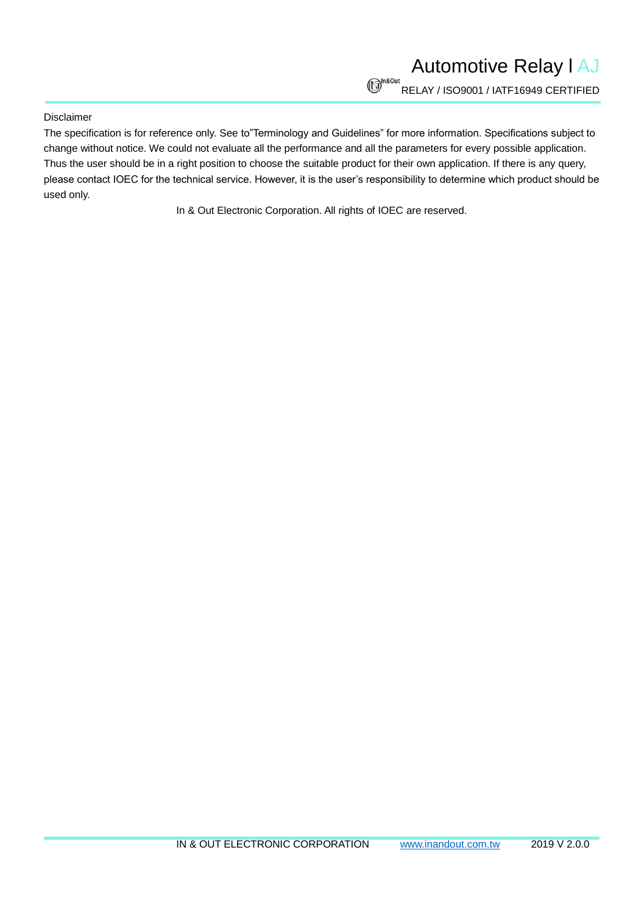Disclaimer

The specification is for reference only. See to"Terminology and Guidelines" for more information. Specifications subject to change without notice. We could not evaluate all the performance and all the parameters for every possible application. Thus the user should be in a right position to choose the suitable product for their own application. If there is any query, please contact IOEC for the technical service. However, it is the user's responsibility to determine which product should be used only.

In & Out Electronic Corporation. All rights of IOEC are reserved.